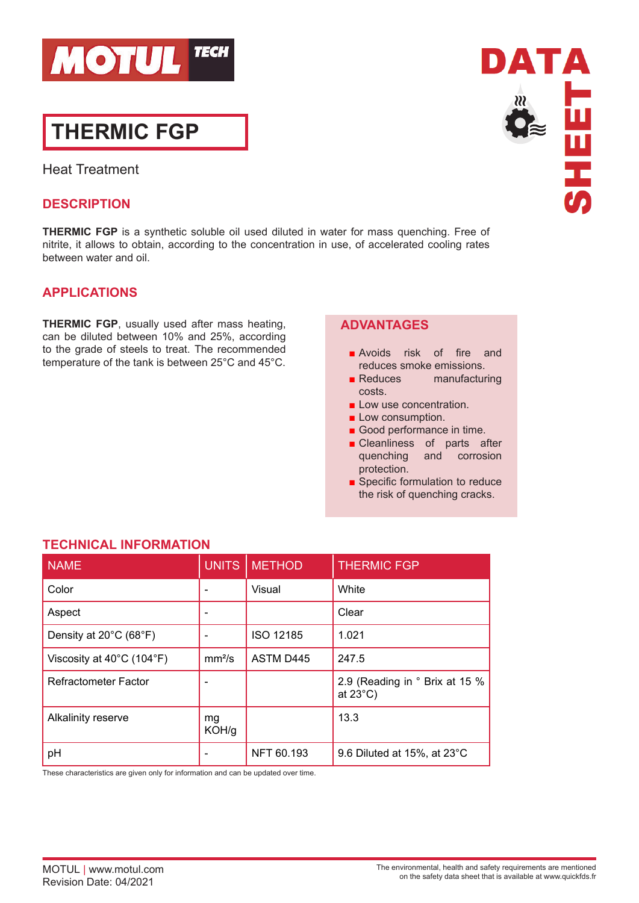MOTUL TECH

DATA SHEET

# THERMIC FGP

Heat Treatment

## DESCRIPTION

**THERMIC FGP** is a synthetic soluble oil used diluted in water for mass quenching. Free of nitrite, it allows to obtain, according to the concentration in use, of accelerated cooling rates between water and oil.

## APPLICATIONS

**THERMIC FGP**, usually used after mass heating, can be diluted between 10% and 25%, according to the grade of steels to treat. The recommended temperature of the tank is between 25°C and 45°C.

## ADVANTAGES

- Avoids risk of fire and reduces smoke emissions.
- Reduces manufacturing costs.
- Low use concentration.
- Low consumption.
- Good performance in time.
- Cleanliness of parts after quenching and corrosion protection.
- Specific formulation to reduce the risk of quenching cracks.

## TECHNICAL INFORMATION

| NAME | UNITS | METHOD | THERMIC FGP |
|---|---|---|---|
| Color | - | Visual | White |
| Aspect | - | | Clear |
| Density at 20°C (68°F) | - | ISO 12185 | 1.021 |
| Viscosity at 40°C (104°F) | $mm^2/s$ | ASTM D445 | 247.5 |
| Refractometer Factor | - | | 2.9 (Reading in ° Brix at 15 % at 23°C) |
| Alkalinity reserve | mg KOH/g | | 13.3 |
| pH | - | NFT 60.193 | 9.6 Diluted at 15%, at 23°C |

These characteristics are given only for information and can be updated over time.

MOTUL | www.motul.com
Revision Date: 04/2021

The environmental, health and safety requirements are mentioned on the safety data sheet that is available at www.quickfds.fr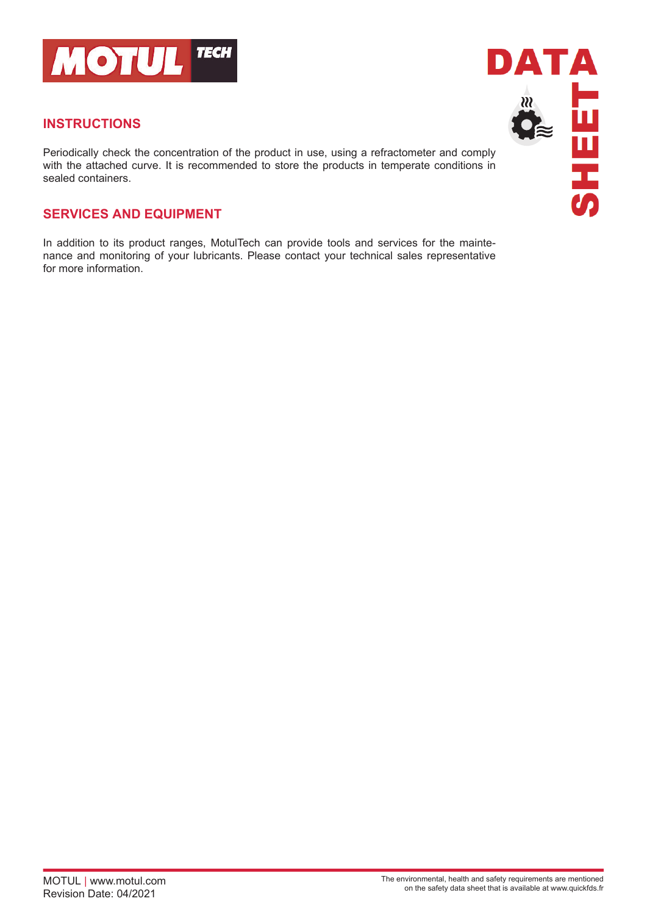## INSTRUCTIONS

Periodically check the concentration of the product in use, using a refractometer and comply with the attached curve. It is recommended to store the products in temperate conditions in sealed containers.

## SERVICES AND EQUIPMENT

In addition to its product ranges, MotulTech can provide tools and services for the maintenance and monitoring of your lubricants. Please contact your technical sales representative for more information.

MOTUL | www.motul.com
Revision Date: 04/2021

The environmental, health and safety requirements are mentioned on the safety data sheet that is available at www.quickfds.fr